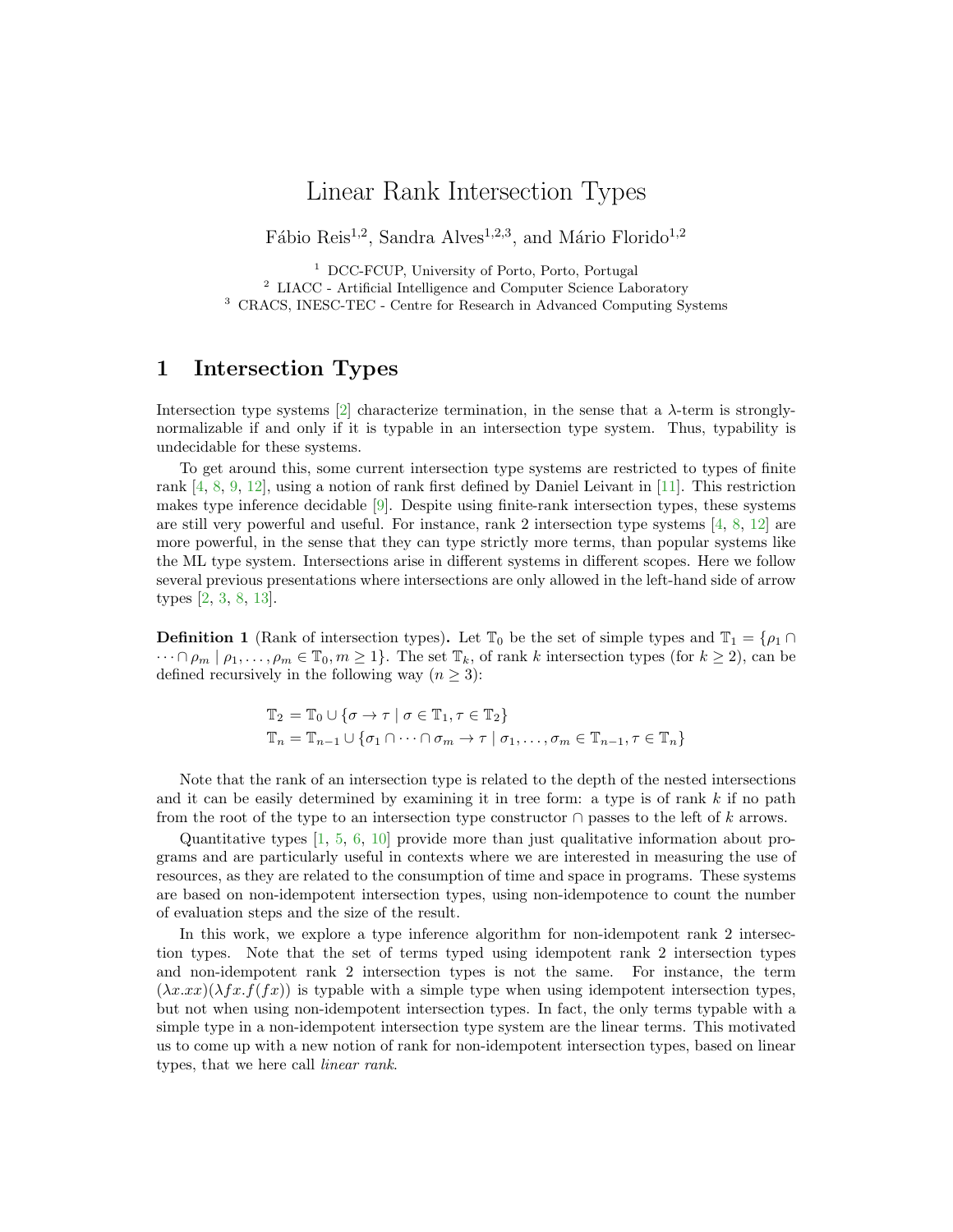# Linear Rank Intersection Types

Fábio Reis[1,2], Sandra Alves[1,2,3], and Mário Florido[1,2]

[1] DCC-FCUP, University of Porto, Porto, Portugal
[2] LIACC - Artificial Intelligence and Computer Science Laboratory
[3] CRACS, INESC-TEC - Centre for Research in Advanced Computing Systems

## 1 Intersection Types

Intersection type systems [2] characterize termination, in the sense that a $\lambda$-term is strongly-normalizable if and only if it is typable in an intersection type system. Thus, typability is undecidable for these systems.

To get around this, some current intersection type systems are restricted to types of finite rank [4, 8, 9, 12], using a notion of rank first defined by Daniel Leivant in [11]. This restriction makes type inference decidable [9]. Despite using finite-rank intersection types, these systems are still very powerful and useful. For instance, rank 2 intersection type systems [4, 8, 12] are more powerful, in the sense that they can type strictly more terms, than popular systems like the ML type system. Intersections arise in different systems in different scopes. Here we follow several previous presentations where intersections are only allowed in the left-hand side of arrow types [2, 3, 8, 13].

**Definition 1** (Rank of intersection types)**.** Let $\mathbb{T}_0$ be the set of simple types and $\mathbb{T}_1 = \{\rho_1 \cap \cdots \cap \rho_m \mid \rho_1, \ldots, \rho_m \in \mathbb{T}_0, m \geq 1\}$. The set $\mathbb{T}_k$, of rank $k$ intersection types (for $k \geq 2$), can be defined recursively in the following way ($n \geq 3$):

$$
\begin{aligned}
\mathbb{T}_2 &= \mathbb{T}_0 \cup \{\sigma \to \tau \mid \sigma \in \mathbb{T}_1, \tau \in \mathbb{T}_2\} \\
\mathbb{T}_n &= \mathbb{T}_{n-1} \cup \{\sigma_1 \cap \cdots \cap \sigma_m \to \tau \mid \sigma_1, \ldots, \sigma_m \in \mathbb{T}_{n-1}, \tau \in \mathbb{T}_n\}
\end{aligned}
$$

Note that the rank of an intersection type is related to the depth of the nested intersections and it can be easily determined by examining it in tree form: a type is of rank $k$ if no path from the root of the type to an intersection type constructor $\cap$ passes to the left of $k$ arrows.

Quantitative types [1, 5, 6, 10] provide more than just qualitative information about programs and are particularly useful in contexts where we are interested in measuring the use of resources, as they are related to the consumption of time and space in programs. These systems are based on non-idempotent intersection types, using non-idempotence to count the number of evaluation steps and the size of the result.

In this work, we explore a type inference algorithm for non-idempotent rank 2 intersection types. Note that the set of terms typed using idempotent rank 2 intersection types and non-idempotent rank 2 intersection types is not the same. For instance, the term $(\lambda x.xx)(\lambda fx.f(fx))$ is typable with a simple type when using idempotent intersection types, but not when using non-idempotent intersection types. In fact, the only terms typable with a simple type in a non-idempotent intersection type system are the linear terms. This motivated us to come up with a new notion of rank for non-idempotent intersection types, based on linear types, that we here call *linear rank*.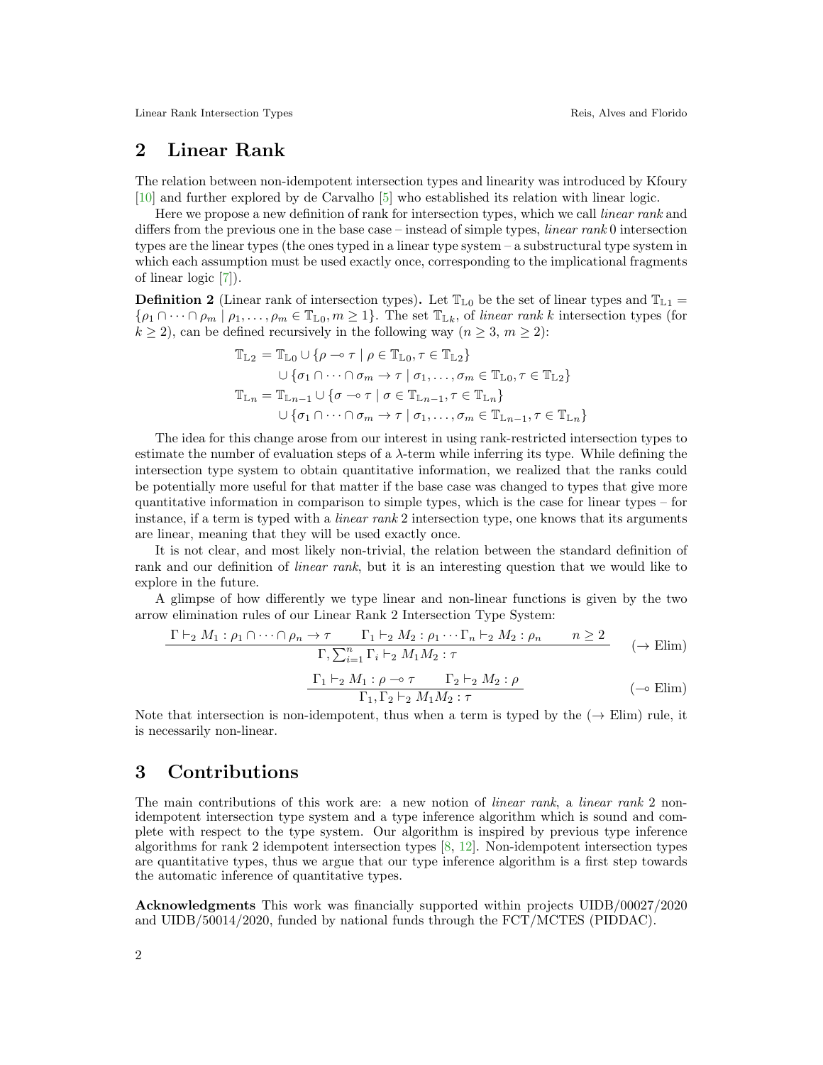## 2 Linear Rank

The relation between non-idempotent intersection types and linearity was introduced by Kfoury [10] and further explored by de Carvalho [5] who established its relation with linear logic.

Here we propose a new definition of rank for intersection types, which we call *linear rank* and differs from the previous one in the base case – instead of simple types, *linear rank* 0 intersection types are the linear types (the ones typed in a linear type system – a substructural type system in which each assumption must be used exactly once, corresponding to the implicational fragments of linear logic [7]).

**Definition 2** (Linear rank of intersection types)**.** Let $\mathbb{T}_{\mathbb{L}0}$ be the set of linear types and $\mathbb{T}_{\mathbb{L}1} = \{\rho_1 \cap \cdots \cap \rho_m \mid \rho_1, \ldots, \rho_m \in \mathbb{T}_{\mathbb{L}0}, m \geq 1\}$. The set $\mathbb{T}_{\mathbb{L}k}$, of *linear rank* $k$ intersection types (for $k \geq 2$), can be defined recursively in the following way ($n \geq 3$, $m \geq 2$):

$$
\begin{aligned}
\mathbb{T}_{\mathbb{L}2} &= \mathbb{T}_{\mathbb{L}0} \cup \{\rho \multimap \tau \mid \rho \in \mathbb{T}_{\mathbb{L}0}, \tau \in \mathbb{T}_{\mathbb{L}2}\} \\
&\quad \cup \{\sigma_1 \cap \cdots \cap \sigma_m \to \tau \mid \sigma_1, \ldots, \sigma_m \in \mathbb{T}_{\mathbb{L}0}, \tau \in \mathbb{T}_{\mathbb{L}2}\} \\
\mathbb{T}_{\mathbb{L}n} &= \mathbb{T}_{\mathbb{L}n-1} \cup \{\sigma \multimap \tau \mid \sigma \in \mathbb{T}_{\mathbb{L}n-1}, \tau \in \mathbb{T}_{\mathbb{L}n}\} \\
&\quad \cup \{\sigma_1 \cap \cdots \cap \sigma_m \to \tau \mid \sigma_1, \ldots, \sigma_m \in \mathbb{T}_{\mathbb{L}n-1}, \tau \in \mathbb{T}_{\mathbb{L}n}\}
\end{aligned}
$$

The idea for this change arose from our interest in using rank-restricted intersection types to estimate the number of evaluation steps of a $\lambda$-term while inferring its type. While defining the intersection type system to obtain quantitative information, we realized that the ranks could be potentially more useful for that matter if the base case was changed to types that give more quantitative information in comparison to simple types, which is the case for linear types – for instance, if a term is typed with a *linear rank* 2 intersection type, one knows that its arguments are linear, meaning that they will be used exactly once.

It is not clear, and most likely non-trivial, the relation between the standard definition of rank and our definition of *linear rank*, but it is an interesting question that we would like to explore in the future.

A glimpse of how differently we type linear and non-linear functions is given by the two arrow elimination rules of our Linear Rank 2 Intersection Type System:

$$
\frac{\Gamma \vdash_2 M_1 : \rho_1 \cap \cdots \cap \rho_n \to \tau \qquad \Gamma_1 \vdash_2 M_2 : \rho_1 \cdots \Gamma_n \vdash_2 M_2 : \rho_n \qquad n \geq 2}{\Gamma, \sum_{i=1}^{n} \Gamma_i \vdash_2 M_1 M_2 : \tau} \quad (\to \text{Elim})
$$

$$
\frac{\Gamma_1 \vdash_2 M_1 : \rho \multimap \tau \qquad \Gamma_2 \vdash_2 M_2 : \rho}{\Gamma_1, \Gamma_2 \vdash_2 M_1 M_2 : \tau} \quad (\multimap \text{Elim})
$$

Note that intersection is non-idempotent, thus when a term is typed by the ($\to$ Elim) rule, it is necessarily non-linear.

## 3 Contributions

The main contributions of this work are: a new notion of *linear rank*, a *linear rank* 2 non-idempotent intersection type system and a type inference algorithm which is sound and complete with respect to the type system. Our algorithm is inspired by previous type inference algorithms for rank 2 idempotent intersection types [8, 12]. Non-idempotent intersection types are quantitative types, thus we argue that our type inference algorithm is a first step towards the automatic inference of quantitative types.

**Acknowledgments** This work was financially supported within projects UIDB/00027/2020 and UIDB/50014/2020, funded by national funds through the FCT/MCTES (PIDDAC).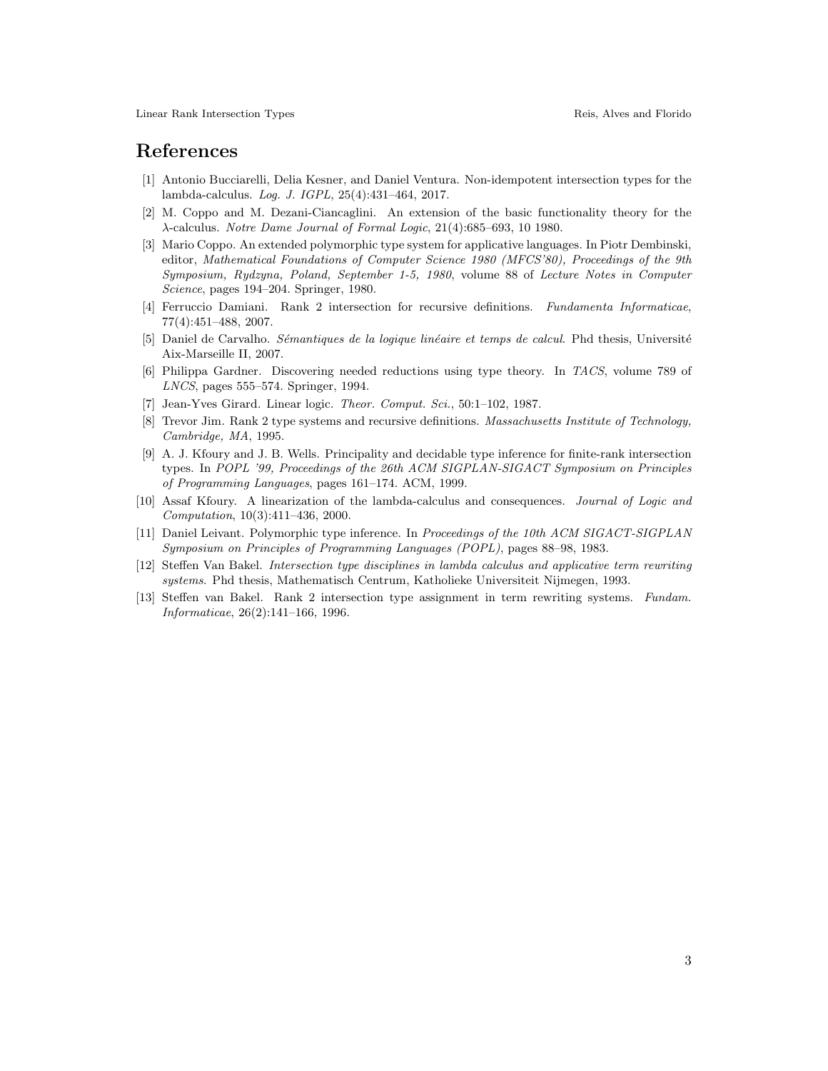# References

[1] Antonio Bucciarelli, Delia Kesner, and Daniel Ventura. Non-idempotent intersection types for the lambda-calculus. *Log. J. IGPL*, 25(4):431–464, 2017.

[2] M. Coppo and M. Dezani-Ciancaglini. An extension of the basic functionality theory for the $\lambda$-calculus. *Notre Dame Journal of Formal Logic*, 21(4):685–693, 10 1980.

[3] Mario Coppo. An extended polymorphic type system for applicative languages. In Piotr Dembinski, editor, *Mathematical Foundations of Computer Science 1980 (MFCS'80), Proceedings of the 9th Symposium, Rydzyna, Poland, September 1-5, 1980*, volume 88 of *Lecture Notes in Computer Science*, pages 194–204. Springer, 1980.

[4] Ferruccio Damiani. Rank 2 intersection for recursive definitions. *Fundamenta Informaticae*, 77(4):451–488, 2007.

[5] Daniel de Carvalho. *Sémantiques de la logique linéaire et temps de calcul*. Phd thesis, Université Aix-Marseille II, 2007.

[6] Philippa Gardner. Discovering needed reductions using type theory. In *TACS*, volume 789 of *LNCS*, pages 555–574. Springer, 1994.

[7] Jean-Yves Girard. Linear logic. *Theor. Comput. Sci.*, 50:1–102, 1987.

[8] Trevor Jim. Rank 2 type systems and recursive definitions. *Massachusetts Institute of Technology, Cambridge, MA*, 1995.

[9] A. J. Kfoury and J. B. Wells. Principality and decidable type inference for finite-rank intersection types. In *POPL '99, Proceedings of the 26th ACM SIGPLAN-SIGACT Symposium on Principles of Programming Languages*, pages 161–174. ACM, 1999.

[10] Assaf Kfoury. A linearization of the lambda-calculus and consequences. *Journal of Logic and Computation*, 10(3):411–436, 2000.

[11] Daniel Leivant. Polymorphic type inference. In *Proceedings of the 10th ACM SIGACT-SIGPLAN Symposium on Principles of Programming Languages (POPL)*, pages 88–98, 1983.

[12] Steffen Van Bakel. *Intersection type disciplines in lambda calculus and applicative term rewriting systems.* Phd thesis, Mathematisch Centrum, Katholieke Universiteit Nijmegen, 1993.

[13] Steffen van Bakel. Rank 2 intersection type assignment in term rewriting systems. *Fundam. Informaticae*, 26(2):141–166, 1996.